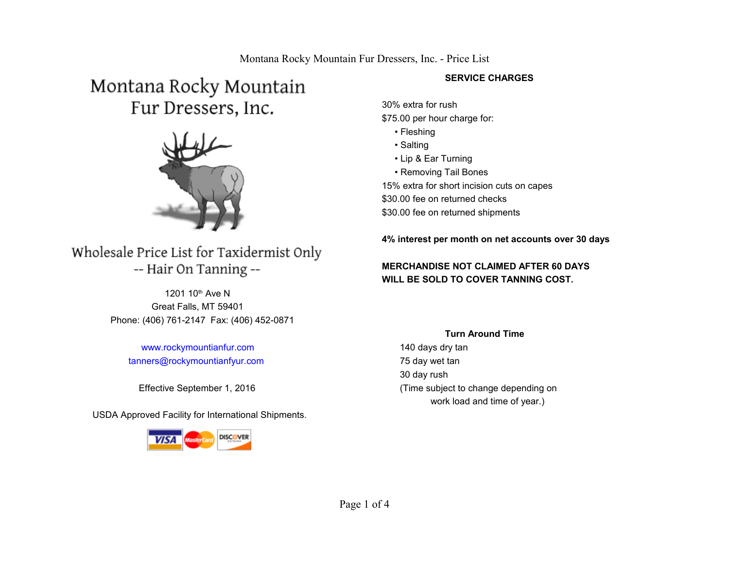# Montana Rocky Mountain Fur Dressers, Inc.

## Wholesale Price List for Taxidermist Only

### -- Hair On Tanning --

1201 10th Ave N
Great Falls, MT 59401
Phone: (406) 761-2147 Fax: (406) 452-0871

www.rockymountianfur.com
tanners@rockymountianfyur.com

Effective September 1, 2016

USDA Approved Facility for International Shipments.

## SERVICE CHARGES

30% extra for rush
$75.00 per hour charge for:

- Fleshing
- Salting
- Lip & Ear Turning
- Removing Tail Bones

15% extra for short incision cuts on capes
$30.00 fee on returned checks
$30.00 fee on returned shipments

**4% interest per month on net accounts over 30 days**

**MERCHANDISE NOT CLAIMED AFTER 60 DAYS WILL BE SOLD TO COVER TANNING COST.**

## Turn Around Time

140 days dry tan
75 day wet tan
30 day rush
(Time subject to change depending on work load and time of year.)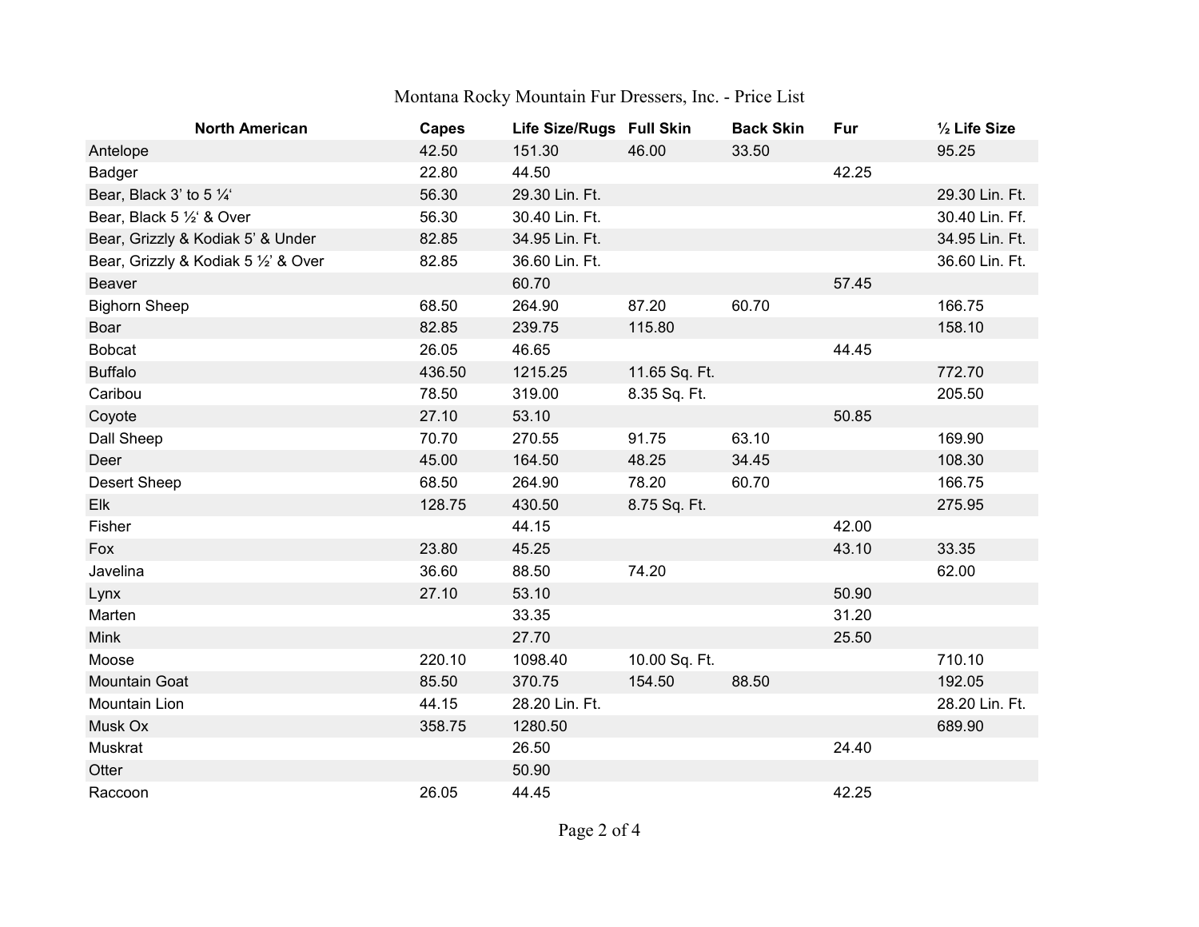Montana Rocky Mountain Fur Dressers, Inc. - Price List

| North American | Capes | Life Size/Rugs | Full Skin | Back Skin | Fur | ½ Life Size |
|---|---|---|---|---|---|---|
| Antelope | 42.50 | 151.30 | 46.00 | 33.50 | | 95.25 |
| Badger | 22.80 | 44.50 | | | 42.25 | |
| Bear, Black 3' to 5 ¼' | 56.30 | 29.30 Lin. Ft. | | | | 29.30 Lin. Ft. |
| Bear, Black 5 ½' & Over | 56.30 | 30.40 Lin. Ft. | | | | 30.40 Lin. Ff. |
| Bear, Grizzly & Kodiak 5' & Under | 82.85 | 34.95 Lin. Ft. | | | | 34.95 Lin. Ft. |
| Bear, Grizzly & Kodiak 5 ½' & Over | 82.85 | 36.60 Lin. Ft. | | | | 36.60 Lin. Ft. |
| Beaver | | 60.70 | | | 57.45 | |
| Bighorn Sheep | 68.50 | 264.90 | 87.20 | 60.70 | | 166.75 |
| Boar | 82.85 | 239.75 | 115.80 | | | 158.10 |
| Bobcat | 26.05 | 46.65 | | | 44.45 | |
| Buffalo | 436.50 | 1215.25 | 11.65 Sq. Ft. | | | 772.70 |
| Caribou | 78.50 | 319.00 | 8.35 Sq. Ft. | | | 205.50 |
| Coyote | 27.10 | 53.10 | | | 50.85 | |
| Dall Sheep | 70.70 | 270.55 | 91.75 | 63.10 | | 169.90 |
| Deer | 45.00 | 164.50 | 48.25 | 34.45 | | 108.30 |
| Desert Sheep | 68.50 | 264.90 | 78.20 | 60.70 | | 166.75 |
| Elk | 128.75 | 430.50 | 8.75 Sq. Ft. | | | 275.95 |
| Fisher | | 44.15 | | | 42.00 | |
| Fox | 23.80 | 45.25 | | | 43.10 | 33.35 |
| Javelina | 36.60 | 88.50 | 74.20 | | | 62.00 |
| Lynx | 27.10 | 53.10 | | | 50.90 | |
| Marten | | 33.35 | | | 31.20 | |
| Mink | | 27.70 | | | 25.50 | |
| Moose | 220.10 | 1098.40 | 10.00 Sq. Ft. | | | 710.10 |
| Mountain Goat | 85.50 | 370.75 | 154.50 | 88.50 | | 192.05 |
| Mountain Lion | 44.15 | 28.20 Lin. Ft. | | | | 28.20 Lin. Ft. |
| Musk Ox | 358.75 | 1280.50 | | | | 689.90 |
| Muskrat | | 26.50 | | | 24.40 | |
| Otter | | 50.90 | | | | |
| Raccoon | 26.05 | 44.45 | | | 42.25 | |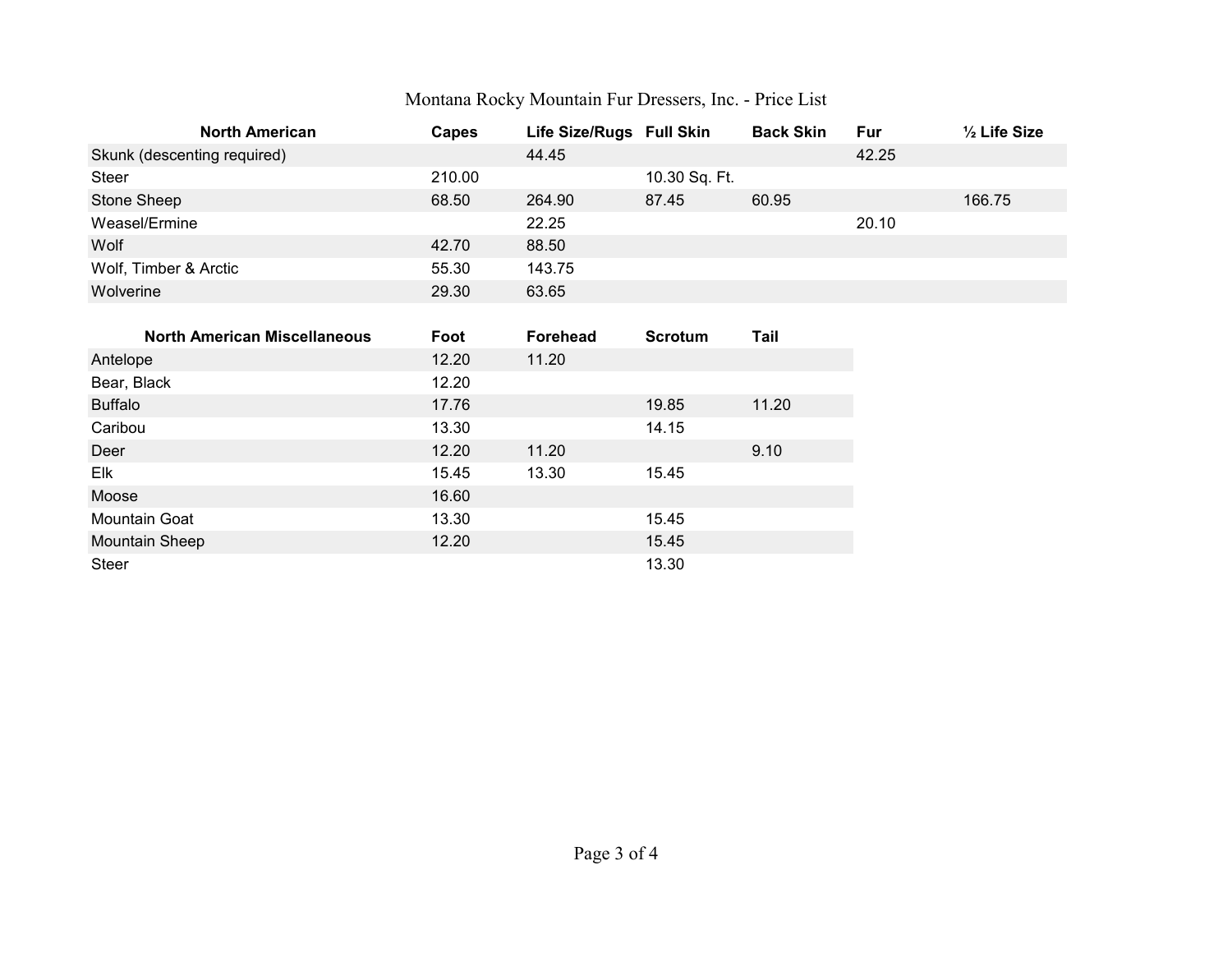Montana Rocky Mountain Fur Dressers, Inc. - Price List

| North American | Capes | Life Size/Rugs | Full Skin | Back Skin | Fur | ½ Life Size |
|---|---|---|---|---|---|---|
| Skunk (descenting required) | | 44.45 | | | 42.25 | |
| Steer | 210.00 | | 10.30 Sq. Ft. | | | |
| Stone Sheep | 68.50 | 264.90 | 87.45 | 60.95 | | 166.75 |
| Weasel/Ermine | | 22.25 | | | 20.10 | |
| Wolf | 42.70 | 88.50 | | | | |
| Wolf, Timber & Arctic | 55.30 | 143.75 | | | | |
| Wolverine | 29.30 | 63.65 | | | | |

| North American Miscellaneous | Foot | Forehead | Scrotum | Tail |
|---|---|---|---|---|
| Antelope | 12.20 | 11.20 | | |
| Bear, Black | 12.20 | | | |
| Buffalo | 17.76 | | 19.85 | 11.20 |
| Caribou | 13.30 | | 14.15 | |
| Deer | 12.20 | 11.20 | | 9.10 |
| Elk | 15.45 | 13.30 | 15.45 | |
| Moose | 16.60 | | | |
| Mountain Goat | 13.30 | | 15.45 | |
| Mountain Sheep | 12.20 | | 15.45 | |
| Steer | | | 13.30 | |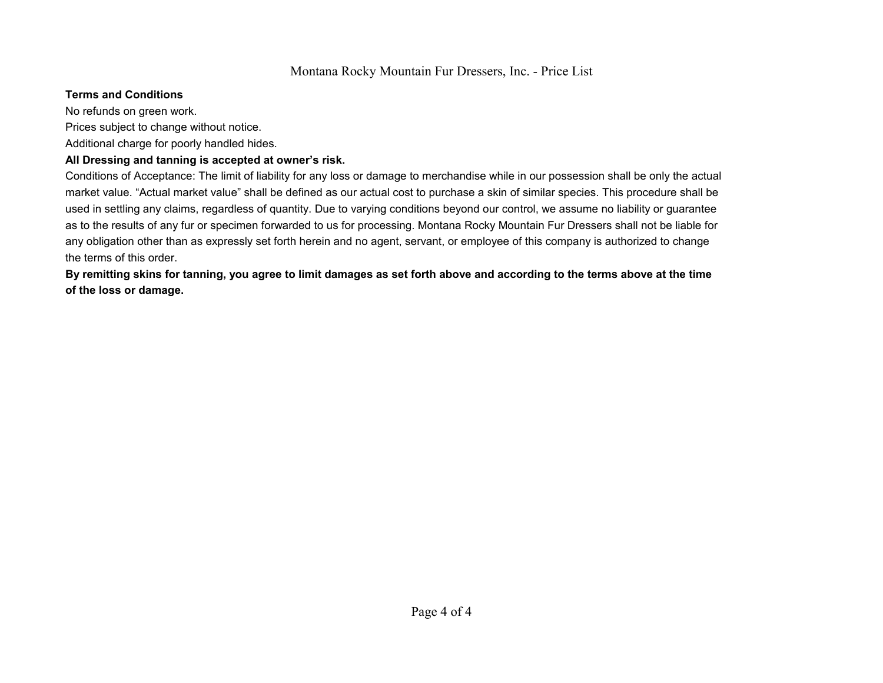**Terms and Conditions**

No refunds on green work.

Prices subject to change without notice.

Additional charge for poorly handled hides.

**All Dressing and tanning is accepted at owner's risk.**

Conditions of Acceptance: The limit of liability for any loss or damage to merchandise while in our possession shall be only the actual market value. "Actual market value" shall be defined as our actual cost to purchase a skin of similar species. This procedure shall be used in settling any claims, regardless of quantity. Due to varying conditions beyond our control, we assume no liability or guarantee as to the results of any fur or specimen forwarded to us for processing. Montana Rocky Mountain Fur Dressers shall not be liable for any obligation other than as expressly set forth herein and no agent, servant, or employee of this company is authorized to change the terms of this order.

**By remitting skins for tanning, you agree to limit damages as set forth above and according to the terms above at the time of the loss or damage.**